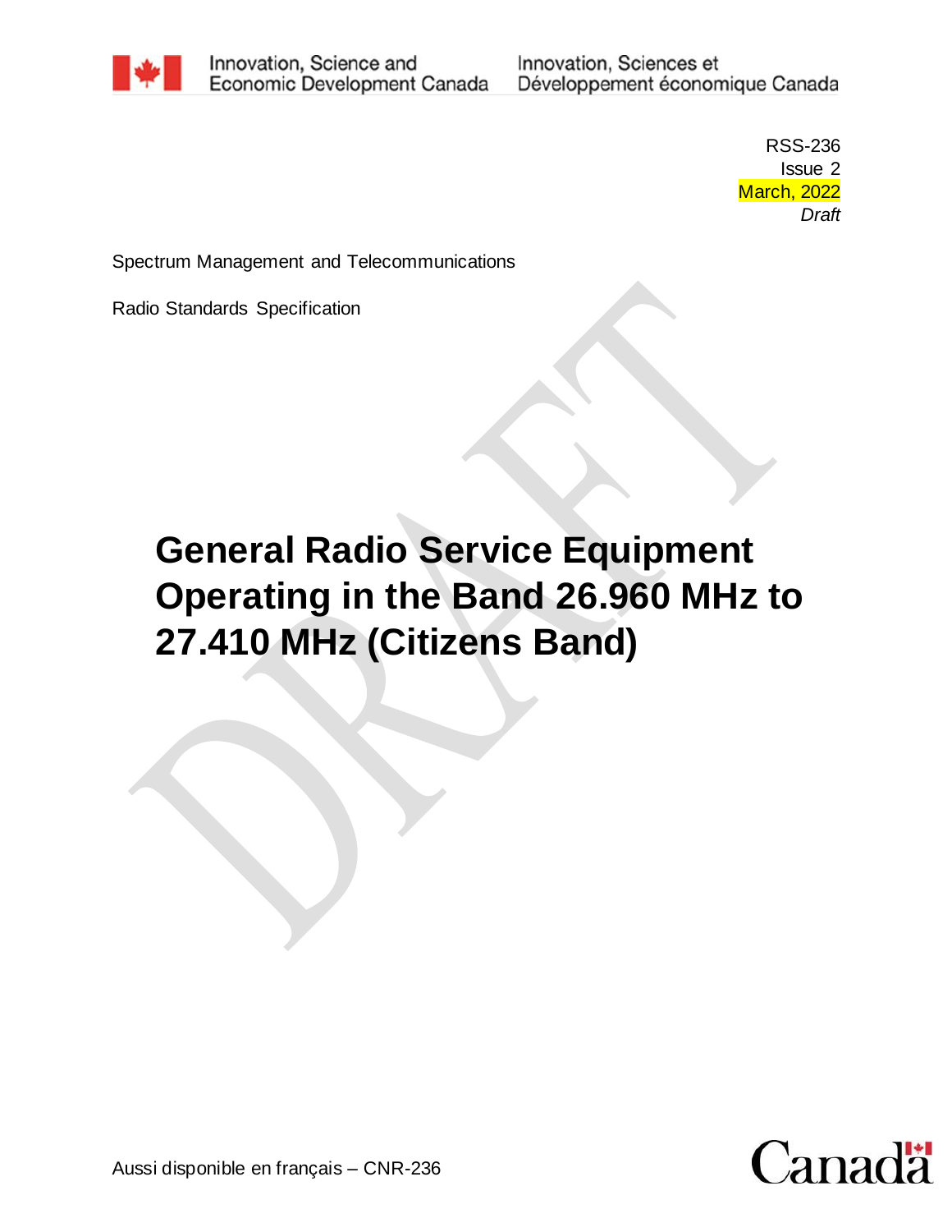Innovation, Science and Economic Development Canada / Innovation, Sciences et Développement économique Canada

RSS-236
Issue 2
March, 2022
*Draft*

Spectrum Management and Telecommunications

Radio Standards Specification

# General Radio Service Equipment Operating in the Band 26.960 MHz to 27.410 MHz (Citizens Band)

Aussi disponible en français – CNR-236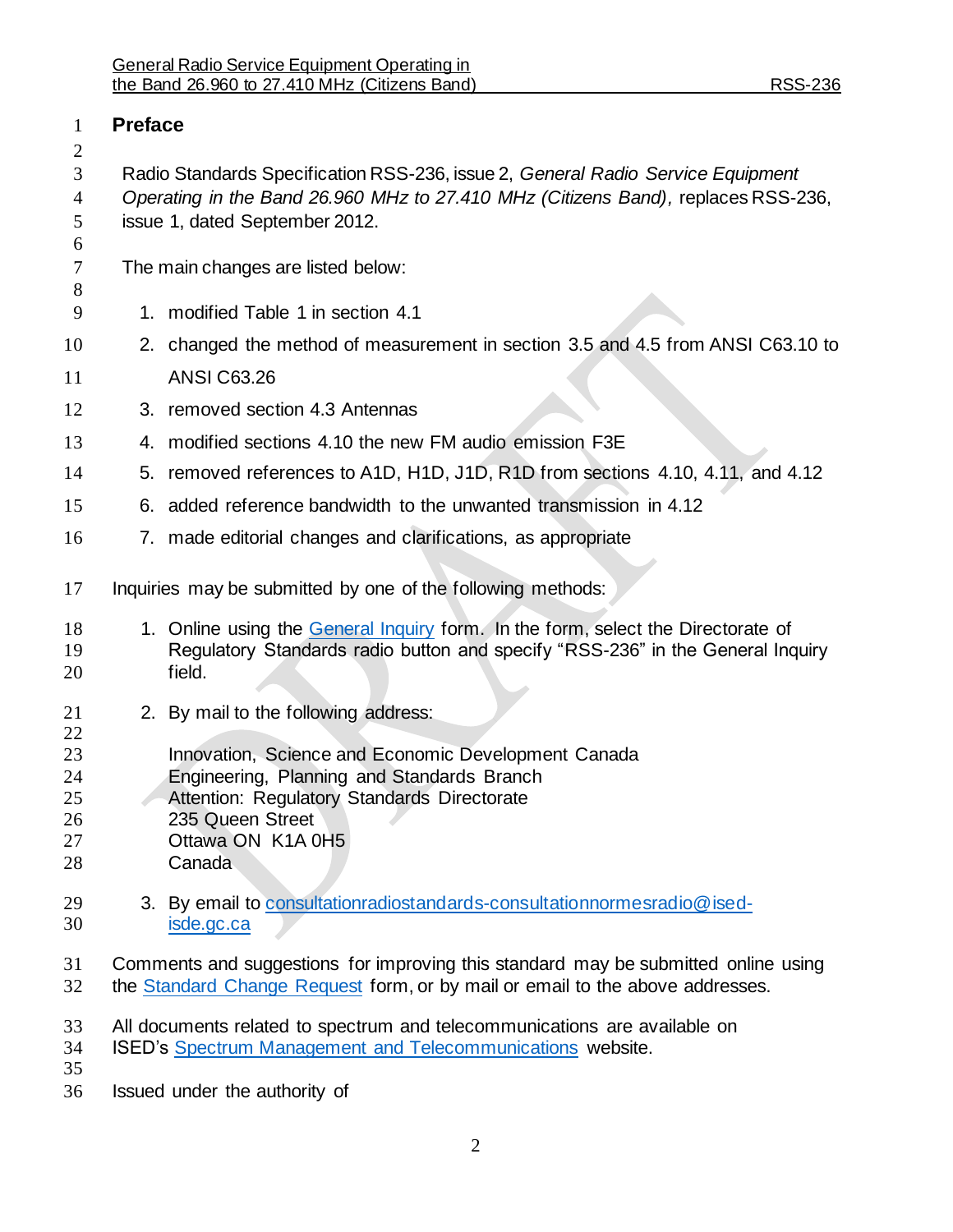## Preface

Radio Standards Specification RSS-236, issue 2, *General Radio Service Equipment Operating in the Band 26.960 MHz to 27.410 MHz (Citizens Band),* replaces RSS-236, issue 1, dated September 2012.

The main changes are listed below:

1. modified Table 1 in section 4.1
2. changed the method of measurement in section 3.5 and 4.5 from ANSI C63.10 to ANSI C63.26
3. removed section 4.3 Antennas
4. modified sections 4.10 the new FM audio emission F3E
5. removed references to A1D, H1D, J1D, R1D from sections 4.10, 4.11, and 4.12
6. added reference bandwidth to the unwanted transmission in 4.12
7. made editorial changes and clarifications, as appropriate

Inquiries may be submitted by one of the following methods:

1. Online using the General Inquiry form. In the form, select the Directorate of Regulatory Standards radio button and specify "RSS-236" in the General Inquiry field.
2. By mail to the following address:

   Innovation, Science and Economic Development Canada
   Engineering, Planning and Standards Branch
   Attention: Regulatory Standards Directorate
   235 Queen Street
   Ottawa ON K1A 0H5
   Canada

3. By email to consultationradiostandards-consultationnormesradio@ised-isde.gc.ca

Comments and suggestions for improving this standard may be submitted online using the Standard Change Request form, or by mail or email to the above addresses.

All documents related to spectrum and telecommunications are available on ISED's Spectrum Management and Telecommunications website.

Issued under the authority of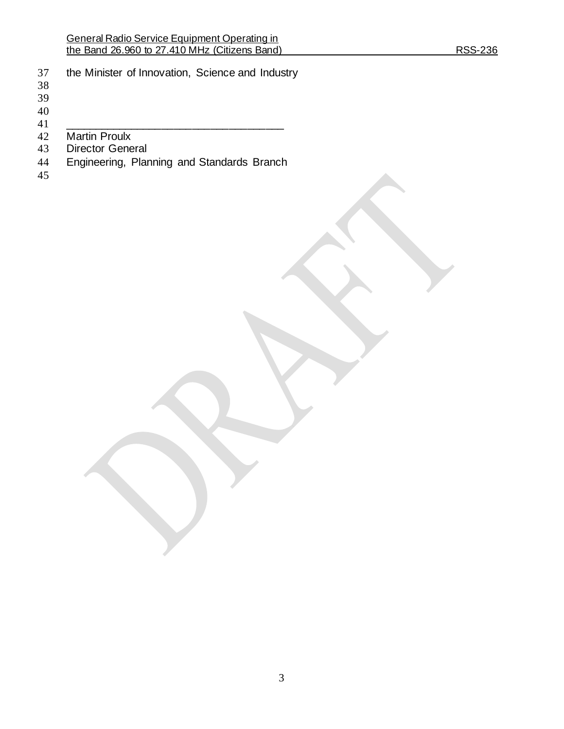the Minister of Innovation, Science and Industry

\_\_\_\_\_\_\_\_\_\_\_\_\_\_\_\_\_\_\_\_\_\_\_\_\_\_\_\_\_\_\_\_\_\_\_\_\_

Martin Proulx  
Director General  
Engineering, Planning and Standards Branch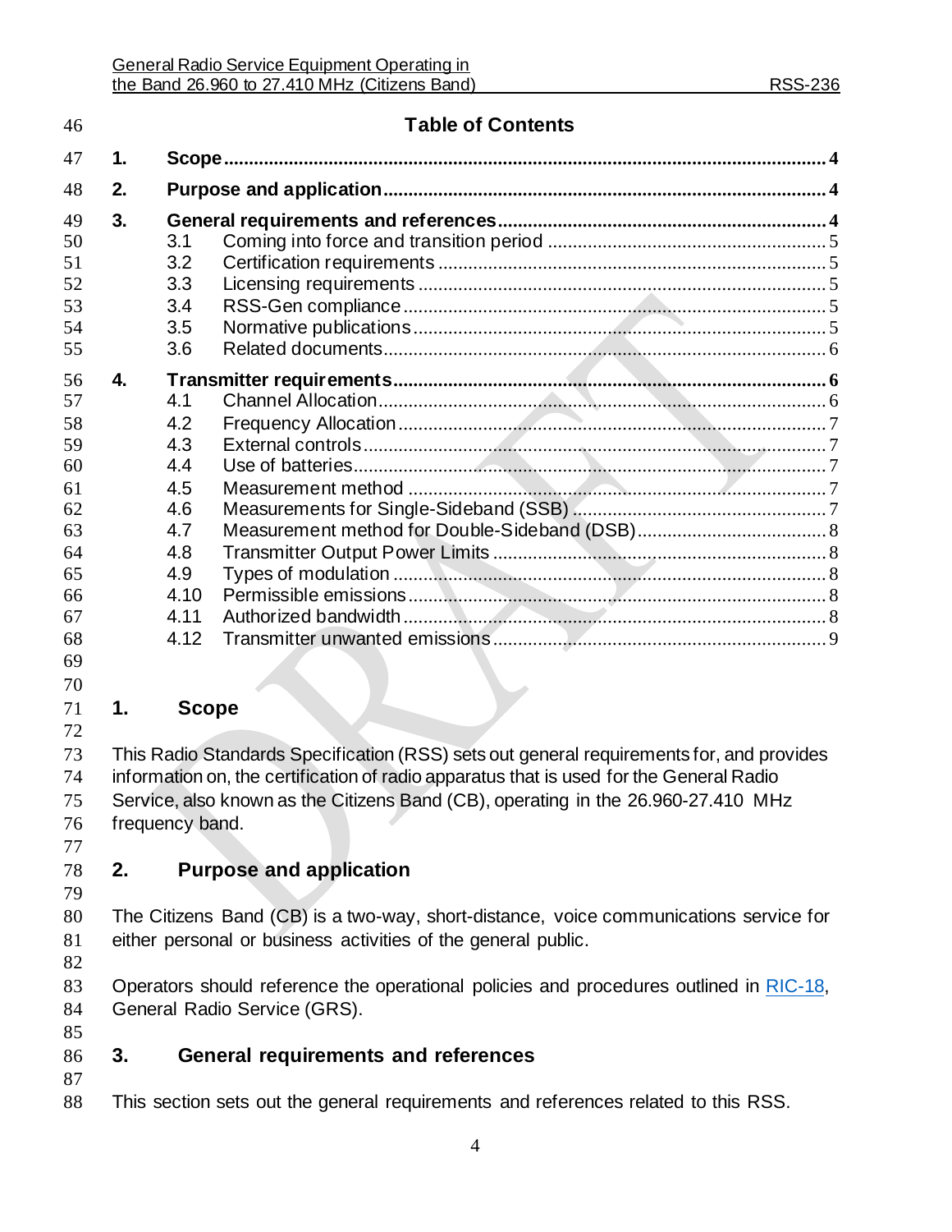## Table of Contents

1. **Scope** ... 4
2. **Purpose and application** ... 4
3. **General requirements and references** ... 4
   - 3.1 Coming into force and transition period ... 5
   - 3.2 Certification requirements ... 5
   - 3.3 Licensing requirements ... 5
   - 3.4 RSS-Gen compliance ... 5
   - 3.5 Normative publications ... 5
   - 3.6 Related documents ... 6
4. **Transmitter requirements** ... 6
   - 4.1 Channel Allocation ... 6
   - 4.2 Frequency Allocation ... 7
   - 4.3 External controls ... 7
   - 4.4 Use of batteries ... 7
   - 4.5 Measurement method ... 7
   - 4.6 Measurements for Single-Sideband (SSB) ... 7
   - 4.7 Measurement method for Double-Sideband (DSB) ... 8
   - 4.8 Transmitter Output Power Limits ... 8
   - 4.9 Types of modulation ... 8
   - 4.10 Permissible emissions ... 8
   - 4.11 Authorized bandwidth ... 8
   - 4.12 Transmitter unwanted emissions ... 9

# 1. Scope

This Radio Standards Specification (RSS) sets out general requirements for, and provides information on, the certification of radio apparatus that is used for the General Radio Service, also known as the Citizens Band (CB), operating in the 26.960-27.410 MHz frequency band.

# 2. Purpose and application

The Citizens Band (CB) is a two-way, short-distance, voice communications service for either personal or business activities of the general public.

Operators should reference the operational policies and procedures outlined in RIC-18, General Radio Service (GRS).

# 3. General requirements and references

This section sets out the general requirements and references related to this RSS.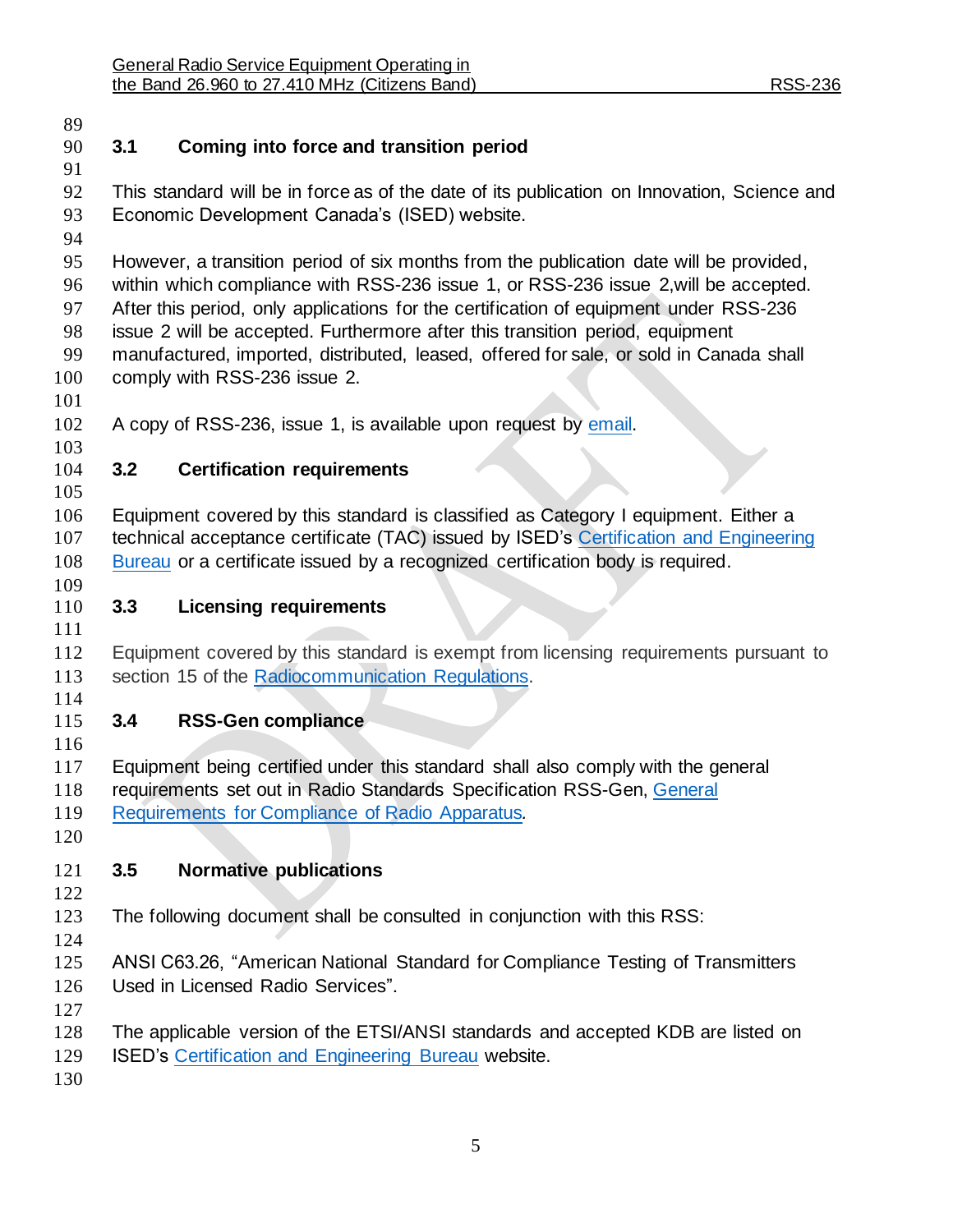### 3.1 Coming into force and transition period

This standard will be in force as of the date of its publication on Innovation, Science and Economic Development Canada's (ISED) website.

However, a transition period of six months from the publication date will be provided, within which compliance with RSS-236 issue 1, or RSS-236 issue 2,will be accepted. After this period, only applications for the certification of equipment under RSS-236 issue 2 will be accepted. Furthermore after this transition period, equipment manufactured, imported, distributed, leased, offered for sale, or sold in Canada shall comply with RSS-236 issue 2.

A copy of RSS-236, issue 1, is available upon request by email.

### 3.2 Certification requirements

Equipment covered by this standard is classified as Category I equipment. Either a technical acceptance certificate (TAC) issued by ISED's Certification and Engineering Bureau or a certificate issued by a recognized certification body is required.

### 3.3 Licensing requirements

Equipment covered by this standard is exempt from licensing requirements pursuant to section 15 of the Radiocommunication Regulations.

### 3.4 RSS-Gen compliance

Equipment being certified under this standard shall also comply with the general requirements set out in Radio Standards Specification RSS-Gen, General Requirements for Compliance of Radio Apparatus.

### 3.5 Normative publications

The following document shall be consulted in conjunction with this RSS:

ANSI C63.26, "American National Standard for Compliance Testing of Transmitters Used in Licensed Radio Services".

The applicable version of the ETSI/ANSI standards and accepted KDB are listed on ISED's Certification and Engineering Bureau website.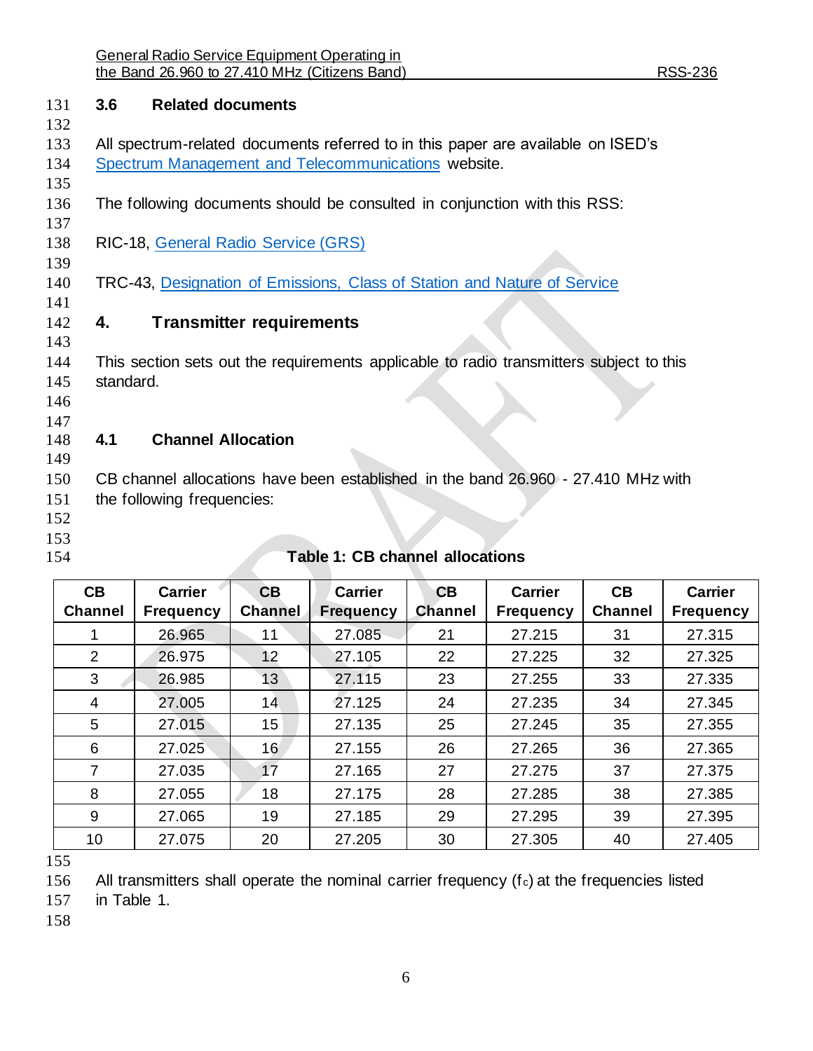### 3.6 Related documents

All spectrum-related documents referred to in this paper are available on ISED's Spectrum Management and Telecommunications website.

The following documents should be consulted in conjunction with this RSS:

RIC-18, General Radio Service (GRS)

TRC-43, Designation of Emissions, Class of Station and Nature of Service

## 4. Transmitter requirements

This section sets out the requirements applicable to radio transmitters subject to this standard.

### 4.1 Channel Allocation

CB channel allocations have been established in the band 26.960 - 27.410 MHz with the following frequencies:

**Table 1: CB channel allocations**

| CB Channel | Carrier Frequency | CB Channel | Carrier Frequency | CB Channel | Carrier Frequency | CB Channel | Carrier Frequency |
|---|---|---|---|---|---|---|---|
| 1 | 26.965 | 11 | 27.085 | 21 | 27.215 | 31 | 27.315 |
| 2 | 26.975 | 12 | 27.105 | 22 | 27.225 | 32 | 27.325 |
| 3 | 26.985 | 13 | 27.115 | 23 | 27.255 | 33 | 27.335 |
| 4 | 27.005 | 14 | 27.125 | 24 | 27.235 | 34 | 27.345 |
| 5 | 27.015 | 15 | 27.135 | 25 | 27.245 | 35 | 27.355 |
| 6 | 27.025 | 16 | 27.155 | 26 | 27.265 | 36 | 27.365 |
| 7 | 27.035 | 17 | 27.165 | 27 | 27.275 | 37 | 27.375 |
| 8 | 27.055 | 18 | 27.175 | 28 | 27.285 | 38 | 27.385 |
| 9 | 27.065 | 19 | 27.185 | 29 | 27.295 | 39 | 27.395 |
| 10 | 27.075 | 20 | 27.205 | 30 | 27.305 | 40 | 27.405 |

All transmitters shall operate the nominal carrier frequency ($f_c$) at the frequencies listed in Table 1.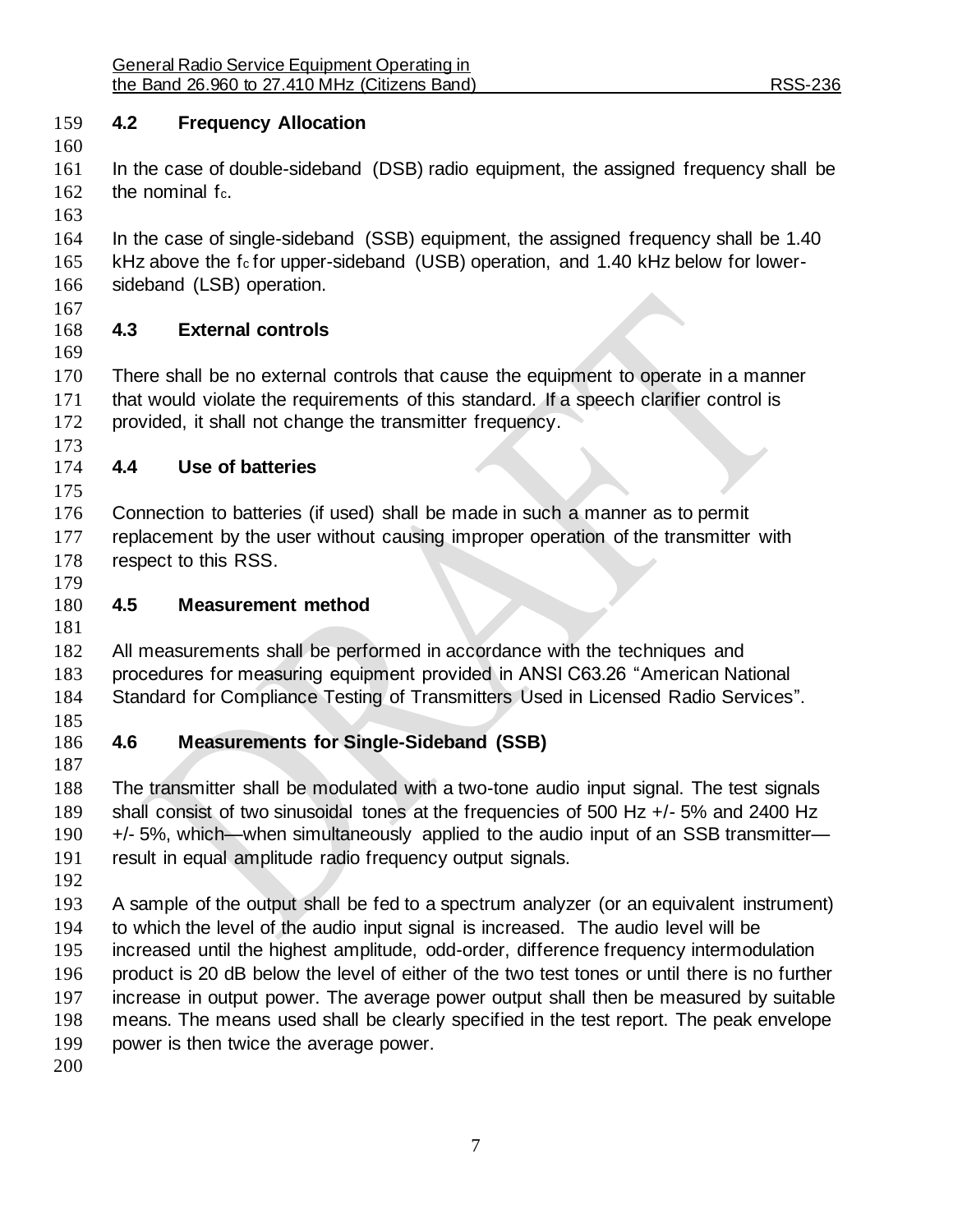### 4.2 Frequency Allocation

In the case of double-sideband (DSB) radio equipment, the assigned frequency shall be the nominal $f_c$.

In the case of single-sideband (SSB) equipment, the assigned frequency shall be 1.40 kHz above the $f_c$ for upper-sideband (USB) operation, and 1.40 kHz below for lower-sideband (LSB) operation.

### 4.3 External controls

There shall be no external controls that cause the equipment to operate in a manner that would violate the requirements of this standard. If a speech clarifier control is provided, it shall not change the transmitter frequency.

### 4.4 Use of batteries

Connection to batteries (if used) shall be made in such a manner as to permit replacement by the user without causing improper operation of the transmitter with respect to this RSS.

### 4.5 Measurement method

All measurements shall be performed in accordance with the techniques and procedures for measuring equipment provided in ANSI C63.26 “American National Standard for Compliance Testing of Transmitters Used in Licensed Radio Services”.

### 4.6 Measurements for Single-Sideband (SSB)

The transmitter shall be modulated with a two-tone audio input signal. The test signals shall consist of two sinusoidal tones at the frequencies of 500 Hz +/- 5% and 2400 Hz +/- 5%, which—when simultaneously applied to the audio input of an SSB transmitter—result in equal amplitude radio frequency output signals.

A sample of the output shall be fed to a spectrum analyzer (or an equivalent instrument) to which the level of the audio input signal is increased. The audio level will be increased until the highest amplitude, odd-order, difference frequency intermodulation product is 20 dB below the level of either of the two test tones or until there is no further increase in output power. The average power output shall then be measured by suitable means. The means used shall be clearly specified in the test report. The peak envelope power is then twice the average power.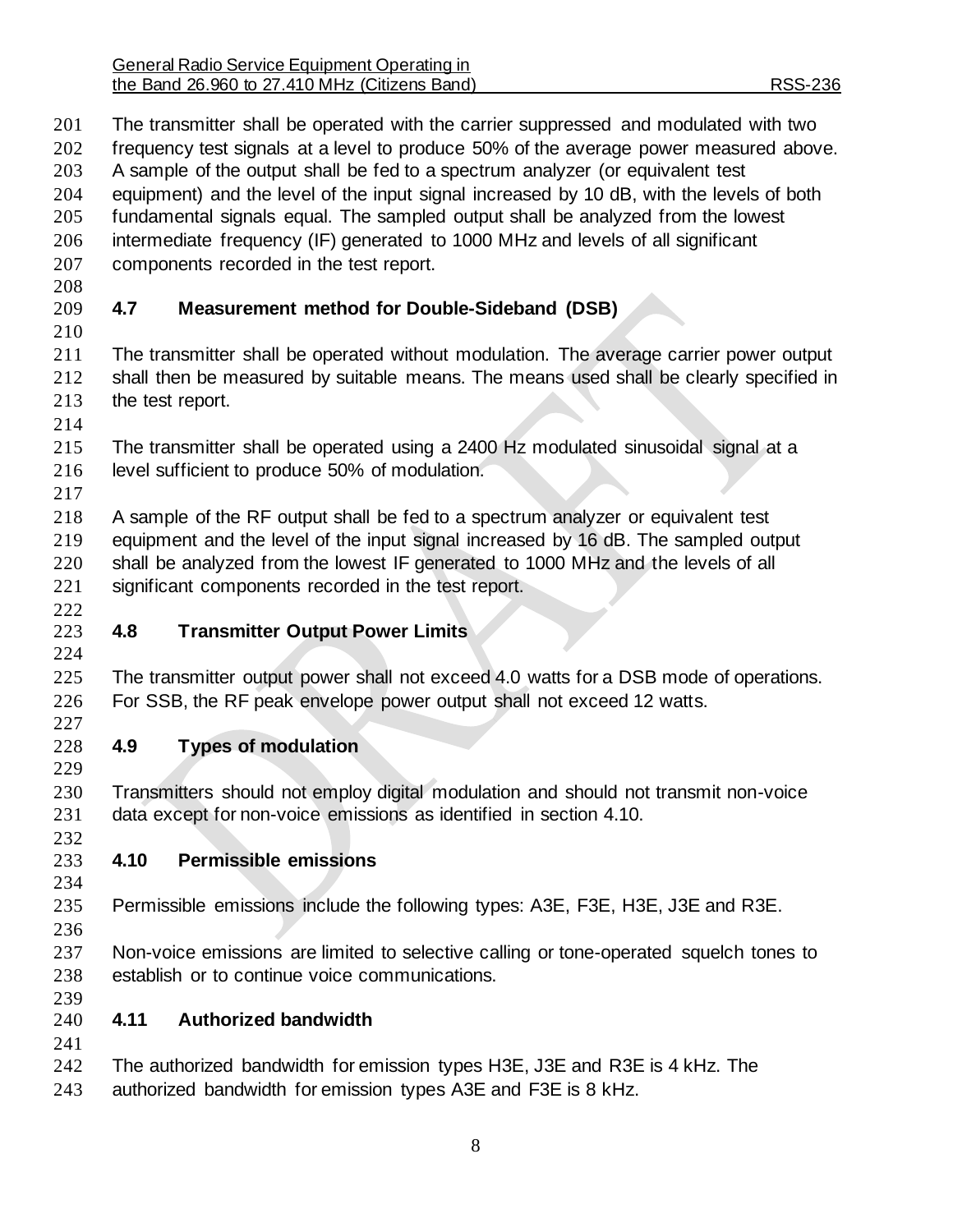The transmitter shall be operated with the carrier suppressed and modulated with two frequency test signals at a level to produce 50% of the average power measured above. A sample of the output shall be fed to a spectrum analyzer (or equivalent test equipment) and the level of the input signal increased by 10 dB, with the levels of both fundamental signals equal. The sampled output shall be analyzed from the lowest intermediate frequency (IF) generated to 1000 MHz and levels of all significant components recorded in the test report.

## 4.7 Measurement method for Double-Sideband (DSB)

The transmitter shall be operated without modulation. The average carrier power output shall then be measured by suitable means. The means used shall be clearly specified in the test report.

The transmitter shall be operated using a 2400 Hz modulated sinusoidal signal at a level sufficient to produce 50% of modulation.

A sample of the RF output shall be fed to a spectrum analyzer or equivalent test equipment and the level of the input signal increased by 16 dB. The sampled output shall be analyzed from the lowest IF generated to 1000 MHz and the levels of all significant components recorded in the test report.

## 4.8 Transmitter Output Power Limits

The transmitter output power shall not exceed 4.0 watts for a DSB mode of operations. For SSB, the RF peak envelope power output shall not exceed 12 watts.

## 4.9 Types of modulation

Transmitters should not employ digital modulation and should not transmit non-voice data except for non-voice emissions as identified in section 4.10.

## 4.10 Permissible emissions

Permissible emissions include the following types: A3E, F3E, H3E, J3E and R3E.

Non-voice emissions are limited to selective calling or tone-operated squelch tones to establish or to continue voice communications.

## 4.11 Authorized bandwidth

The authorized bandwidth for emission types H3E, J3E and R3E is 4 kHz. The authorized bandwidth for emission types A3E and F3E is 8 kHz.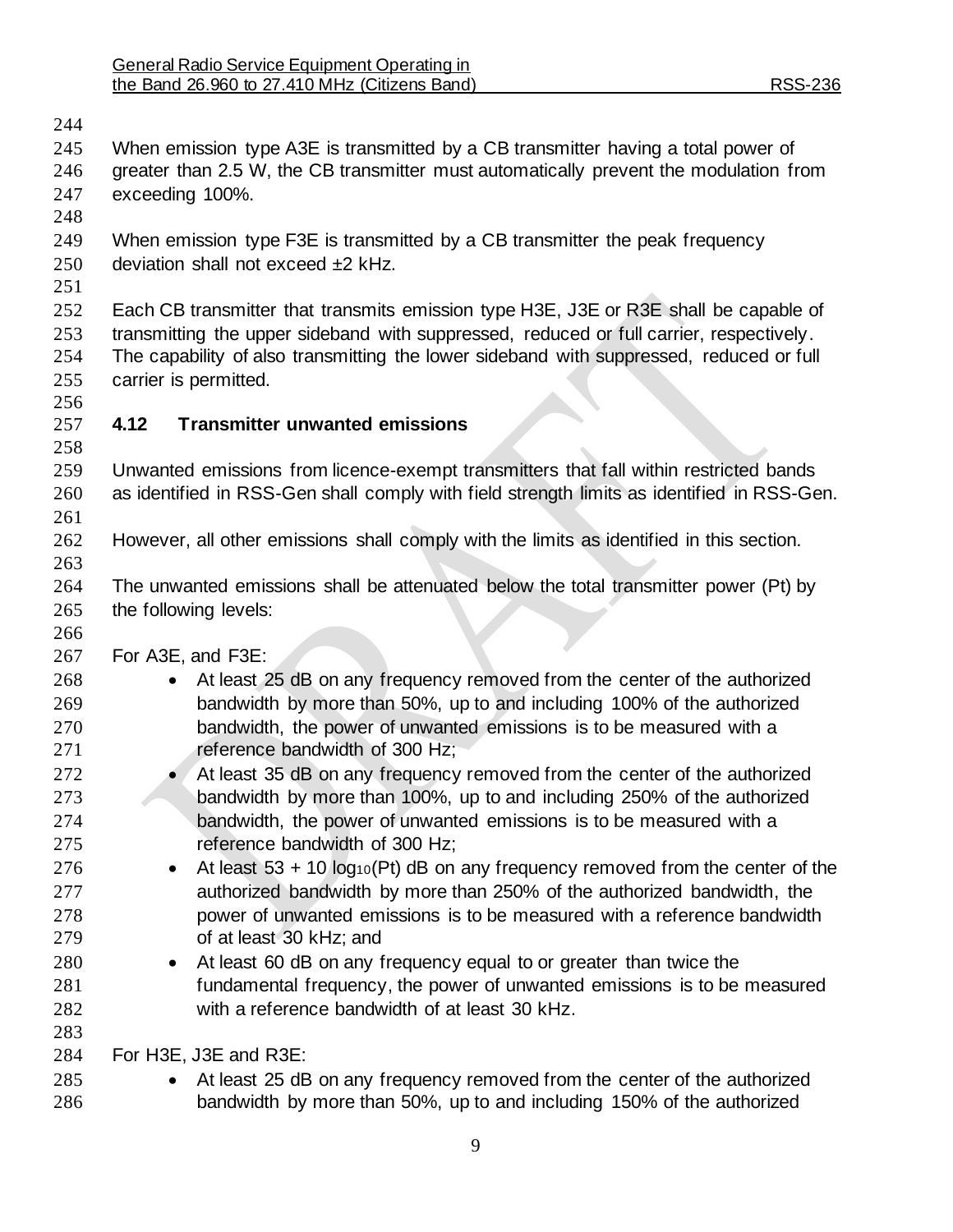When emission type A3E is transmitted by a CB transmitter having a total power of greater than 2.5 W, the CB transmitter must automatically prevent the modulation from exceeding 100%.

When emission type F3E is transmitted by a CB transmitter the peak frequency deviation shall not exceed ±2 kHz.

Each CB transmitter that transmits emission type H3E, J3E or R3E shall be capable of transmitting the upper sideband with suppressed, reduced or full carrier, respectively. The capability of also transmitting the lower sideband with suppressed, reduced or full carrier is permitted.

### 4.12 Transmitter unwanted emissions

Unwanted emissions from licence-exempt transmitters that fall within restricted bands as identified in RSS-Gen shall comply with field strength limits as identified in RSS-Gen.

However, all other emissions shall comply with the limits as identified in this section.

The unwanted emissions shall be attenuated below the total transmitter power (Pt) by the following levels:

For A3E, and F3E:

- At least 25 dB on any frequency removed from the center of the authorized bandwidth by more than 50%, up to and including 100% of the authorized bandwidth, the power of unwanted emissions is to be measured with a reference bandwidth of 300 Hz;
- At least 35 dB on any frequency removed from the center of the authorized bandwidth by more than 100%, up to and including 250% of the authorized bandwidth, the power of unwanted emissions is to be measured with a reference bandwidth of 300 Hz;
- At least $53 + 10 \log_{10}(Pt)$ dB on any frequency removed from the center of the authorized bandwidth by more than 250% of the authorized bandwidth, the power of unwanted emissions is to be measured with a reference bandwidth of at least 30 kHz; and
- At least 60 dB on any frequency equal to or greater than twice the fundamental frequency, the power of unwanted emissions is to be measured with a reference bandwidth of at least 30 kHz.

For H3E, J3E and R3E:

- At least 25 dB on any frequency removed from the center of the authorized bandwidth by more than 50%, up to and including 150% of the authorized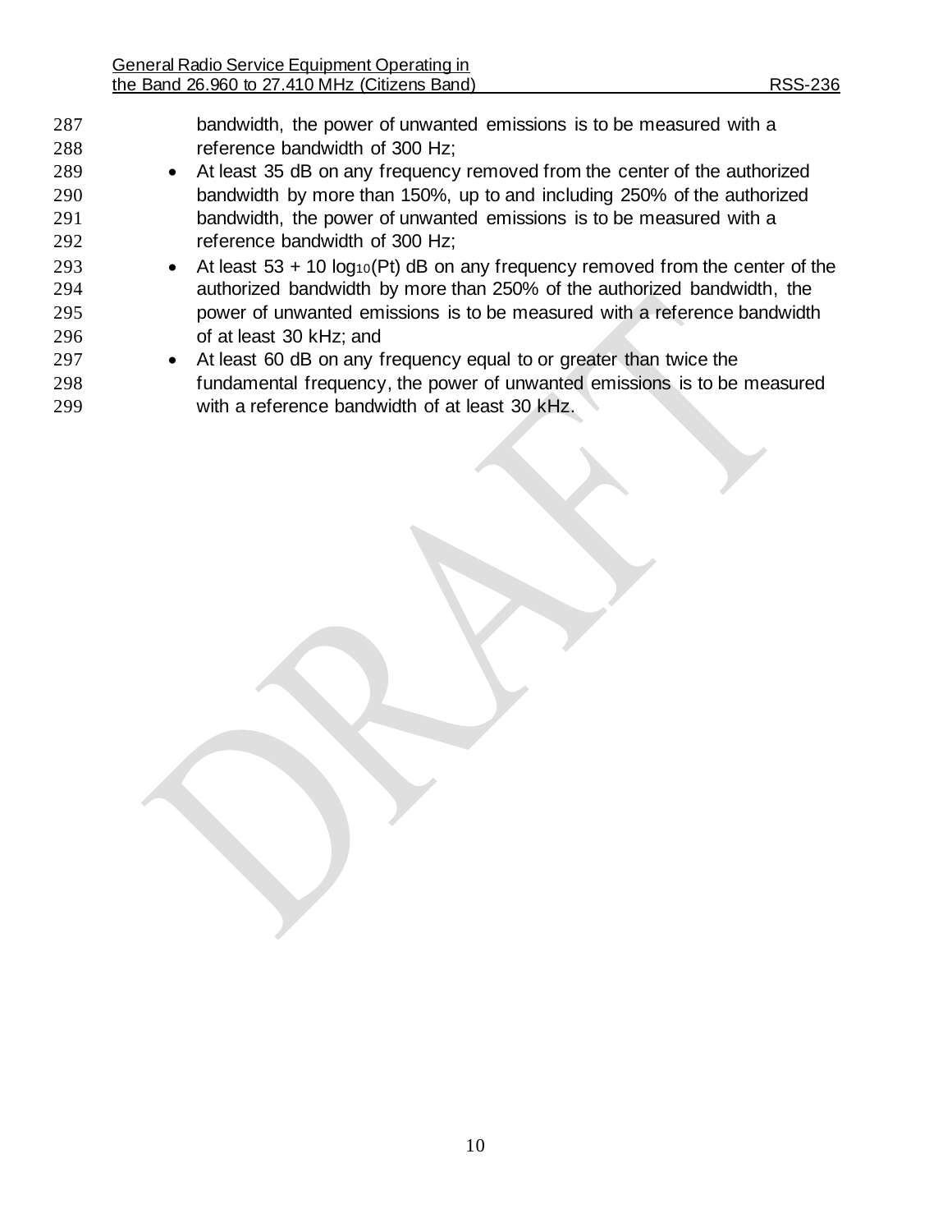bandwidth, the power of unwanted emissions is to be measured with a reference bandwidth of 300 Hz;

- At least 35 dB on any frequency removed from the center of the authorized bandwidth by more than 150%, up to and including 250% of the authorized bandwidth, the power of unwanted emissions is to be measured with a reference bandwidth of 300 Hz;
- At least $53 + 10 \log_{10}(Pt)$ dB on any frequency removed from the center of the authorized bandwidth by more than 250% of the authorized bandwidth, the power of unwanted emissions is to be measured with a reference bandwidth of at least 30 kHz; and
- At least 60 dB on any frequency equal to or greater than twice the fundamental frequency, the power of unwanted emissions is to be measured with a reference bandwidth of at least 30 kHz.